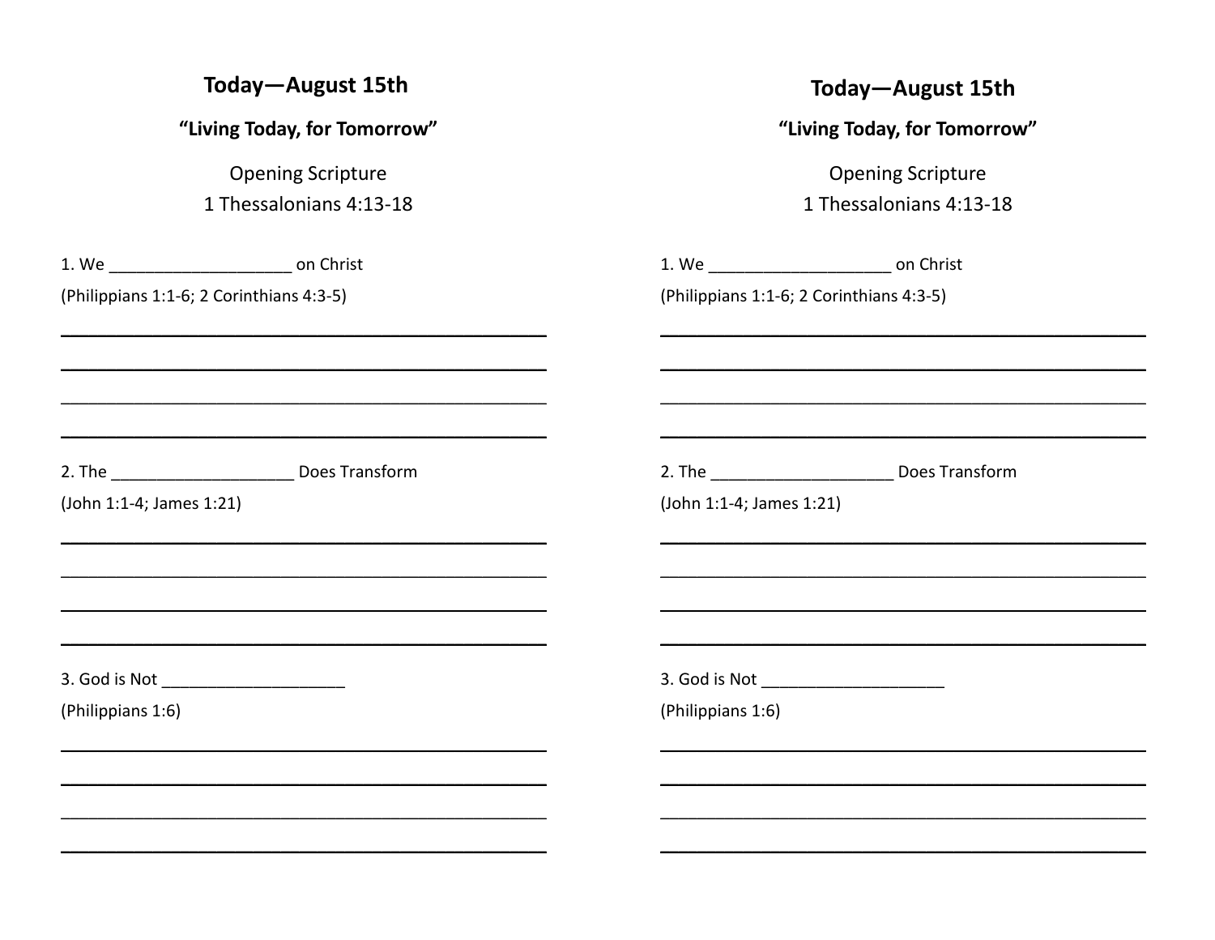## Today—August 15th

**"Living Today, for Tomorrow"**

Opening Scripture

1 Thessalonians 4:13-18

1. We ____________________ on Christ

(Philippians 1:1-6; 2 Corinthians 4:3-5)

______________________________________________________

______________________________________________________

______________________________________________________

______________________________________________________

2. The ____________________ Does Transform

(John 1:1-4; James 1:21)

______________________________________________________

______________________________________________________

______________________________________________________

______________________________________________________

3. God is Not ____________________

(Philippians 1:6)

______________________________________________________

______________________________________________________

______________________________________________________

______________________________________________________

## Today—August 15th

**"Living Today, for Tomorrow"**

Opening Scripture

1 Thessalonians 4:13-18

1. We ____________________ on Christ

(Philippians 1:1-6; 2 Corinthians 4:3-5)

______________________________________________________

______________________________________________________

______________________________________________________

______________________________________________________

2. The ____________________ Does Transform

(John 1:1-4; James 1:21)

______________________________________________________

______________________________________________________

______________________________________________________

______________________________________________________

3. God is Not ____________________

(Philippians 1:6)

______________________________________________________

______________________________________________________

______________________________________________________

______________________________________________________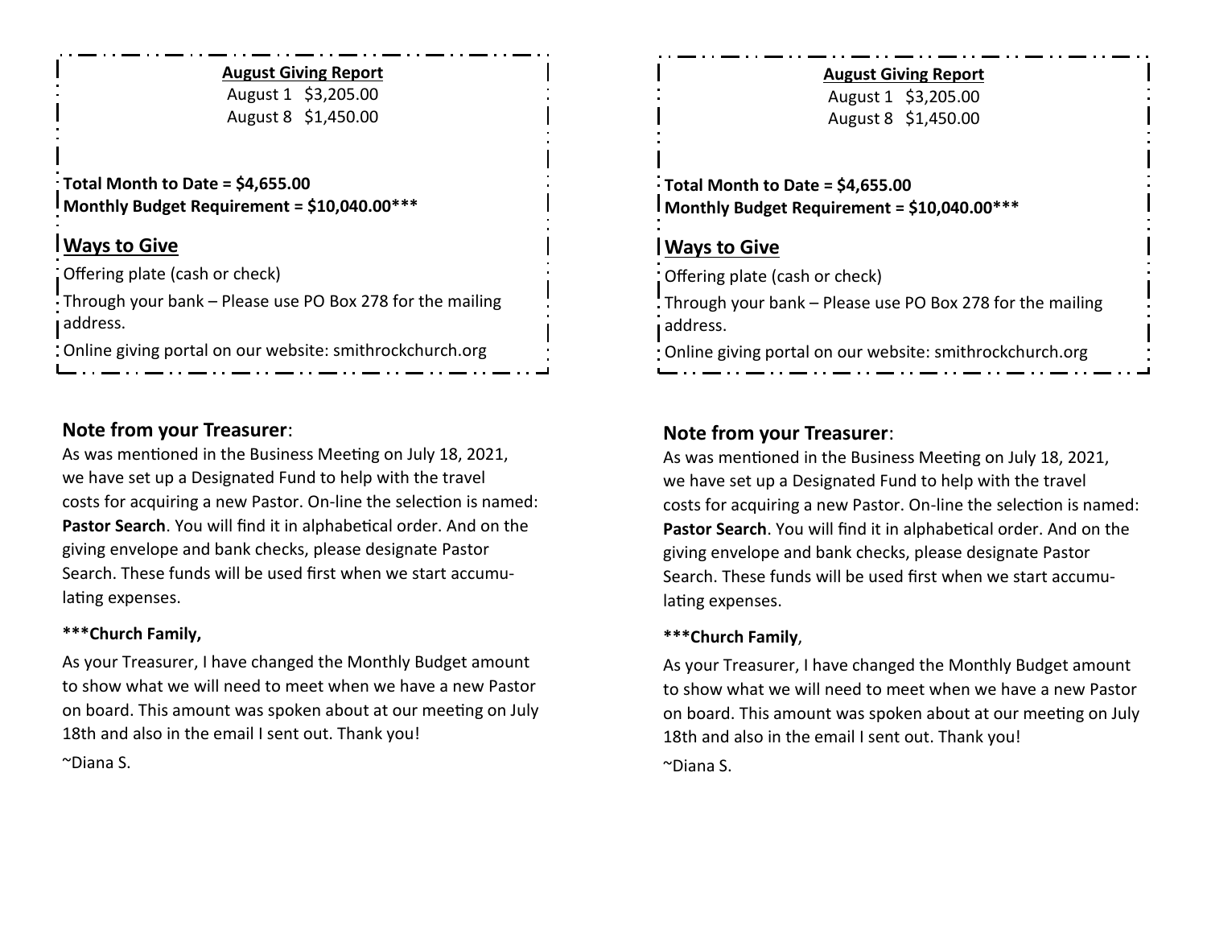**August Giving Report**

August 1 $3,205.00

August 8 $1,450.00

**Total Month to Date = $4,655.00**

**Monthly Budget Requirement = $10,040.00*****

## Ways to Give

Offering plate (cash or check)

Through your bank – Please use PO Box 278 for the mailing address.

Online giving portal on our website: smithrockchurch.org

### Note from your Treasurer:

As was mentioned in the Business Meeting on July 18, 2021, we have set up a Designated Fund to help with the travel costs for acquiring a new Pastor. On-line the selection is named: **Pastor Search**. You will find it in alphabetical order. And on the giving envelope and bank checks, please designate Pastor Search. These funds will be used first when we start accumulating expenses.

*****Church Family,**

As your Treasurer, I have changed the Monthly Budget amount to show what we will need to meet when we have a new Pastor on board. This amount was spoken about at our meeting on July 18th and also in the email I sent out. Thank you!

~Diana S.

**August Giving Report**

August 1 $3,205.00

August 8 $1,450.00

**Total Month to Date = $4,655.00**

**Monthly Budget Requirement = $10,040.00*****

## Ways to Give

Offering plate (cash or check)

Through your bank – Please use PO Box 278 for the mailing address.

Online giving portal on our website: smithrockchurch.org

### Note from your Treasurer:

As was mentioned in the Business Meeting on July 18, 2021, we have set up a Designated Fund to help with the travel costs for acquiring a new Pastor. On-line the selection is named: **Pastor Search**. You will find it in alphabetical order. And on the giving envelope and bank checks, please designate Pastor Search. These funds will be used first when we start accumulating expenses.

*****Church Family**,

As your Treasurer, I have changed the Monthly Budget amount to show what we will need to meet when we have a new Pastor on board. This amount was spoken about at our meeting on July 18th and also in the email I sent out. Thank you!

~Diana S.